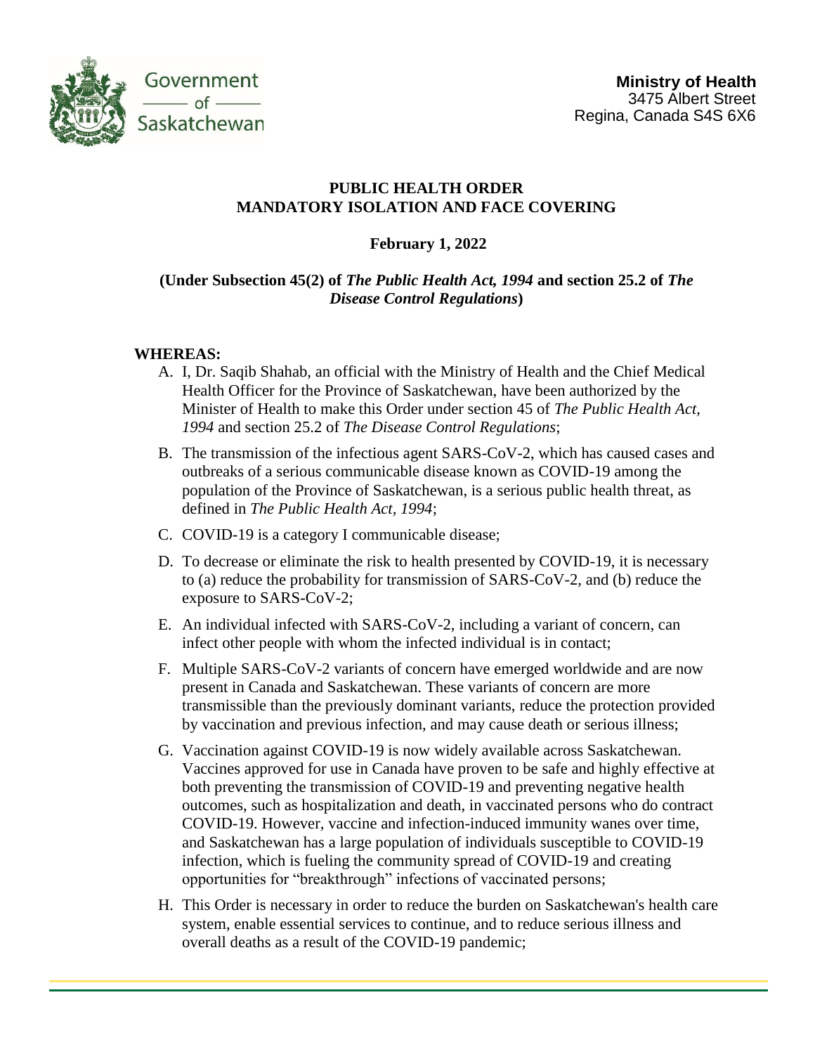Government of Saskatchewan

**Ministry of Health**
3475 Albert Street
Regina, Canada S4S 6X6

# PUBLIC HEALTH ORDER
# MANDATORY ISOLATION AND FACE COVERING

**February 1, 2022**

**(Under Subsection 45(2) of *The Public Health Act, 1994* and section 25.2 of *The Disease Control Regulations*)**

**WHEREAS:**

A. I, Dr. Saqib Shahab, an official with the Ministry of Health and the Chief Medical Health Officer for the Province of Saskatchewan, have been authorized by the Minister of Health to make this Order under section 45 of *The Public Health Act, 1994* and section 25.2 of *The Disease Control Regulations*;

B. The transmission of the infectious agent SARS-CoV-2, which has caused cases and outbreaks of a serious communicable disease known as COVID-19 among the population of the Province of Saskatchewan, is a serious public health threat, as defined in *The Public Health Act, 1994*;

C. COVID-19 is a category I communicable disease;

D. To decrease or eliminate the risk to health presented by COVID-19, it is necessary to (a) reduce the probability for transmission of SARS-CoV-2, and (b) reduce the exposure to SARS-CoV-2;

E. An individual infected with SARS-CoV-2, including a variant of concern, can infect other people with whom the infected individual is in contact;

F. Multiple SARS-CoV-2 variants of concern have emerged worldwide and are now present in Canada and Saskatchewan. These variants of concern are more transmissible than the previously dominant variants, reduce the protection provided by vaccination and previous infection, and may cause death or serious illness;

G. Vaccination against COVID-19 is now widely available across Saskatchewan. Vaccines approved for use in Canada have proven to be safe and highly effective at both preventing the transmission of COVID-19 and preventing negative health outcomes, such as hospitalization and death, in vaccinated persons who do contract COVID-19. However, vaccine and infection-induced immunity wanes over time, and Saskatchewan has a large population of individuals susceptible to COVID-19 infection, which is fueling the community spread of COVID-19 and creating opportunities for "breakthrough" infections of vaccinated persons;

H. This Order is necessary in order to reduce the burden on Saskatchewan's health care system, enable essential services to continue, and to reduce serious illness and overall deaths as a result of the COVID-19 pandemic;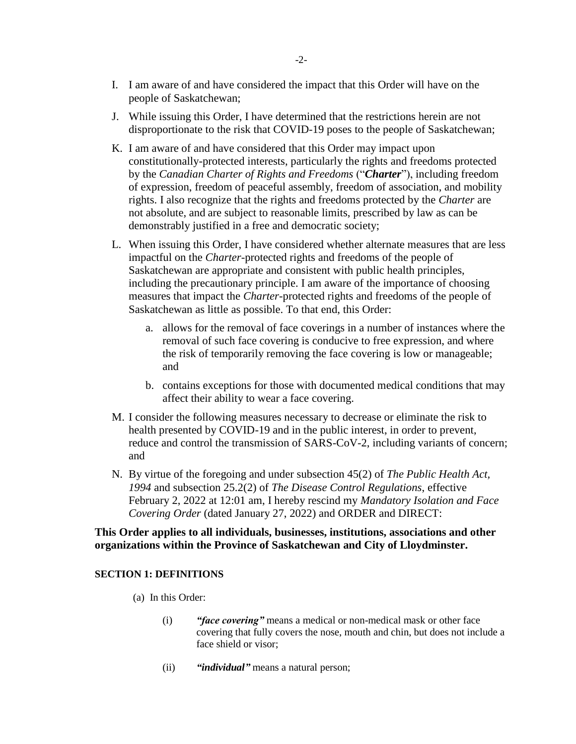I. I am aware of and have considered the impact that this Order will have on the people of Saskatchewan;

J. While issuing this Order, I have determined that the restrictions herein are not disproportionate to the risk that COVID-19 poses to the people of Saskatchewan;

K. I am aware of and have considered that this Order may impact upon constitutionally-protected interests, particularly the rights and freedoms protected by the *Canadian Charter of Rights and Freedoms* ("***Charter***"), including freedom of expression, freedom of peaceful assembly, freedom of association, and mobility rights. I also recognize that the rights and freedoms protected by the *Charter* are not absolute, and are subject to reasonable limits, prescribed by law as can be demonstrably justified in a free and democratic society;

L. When issuing this Order, I have considered whether alternate measures that are less impactful on the *Charter*-protected rights and freedoms of the people of Saskatchewan are appropriate and consistent with public health principles, including the precautionary principle. I am aware of the importance of choosing measures that impact the *Charter*-protected rights and freedoms of the people of Saskatchewan as little as possible. To that end, this Order:

   a. allows for the removal of face coverings in a number of instances where the removal of such face covering is conducive to free expression, and where the risk of temporarily removing the face covering is low or manageable; and

   b. contains exceptions for those with documented medical conditions that may affect their ability to wear a face covering.

M. I consider the following measures necessary to decrease or eliminate the risk to health presented by COVID-19 and in the public interest, in order to prevent, reduce and control the transmission of SARS-CoV-2, including variants of concern; and

N. By virtue of the foregoing and under subsection 45(2) of *The Public Health Act, 1994* and subsection 25.2(2) of *The Disease Control Regulations*, effective February 2, 2022 at 12:01 am, I hereby rescind my *Mandatory Isolation and Face Covering Order* (dated January 27, 2022) and ORDER and DIRECT:

**This Order applies to all individuals, businesses, institutions, associations and other organizations within the Province of Saskatchewan and City of Lloydminster.**

#### SECTION 1: DEFINITIONS

(a) In this Order:

   (i) ***"face covering"*** means a medical or non-medical mask or other face covering that fully covers the nose, mouth and chin, but does not include a face shield or visor;

   (ii) ***"individual"*** means a natural person;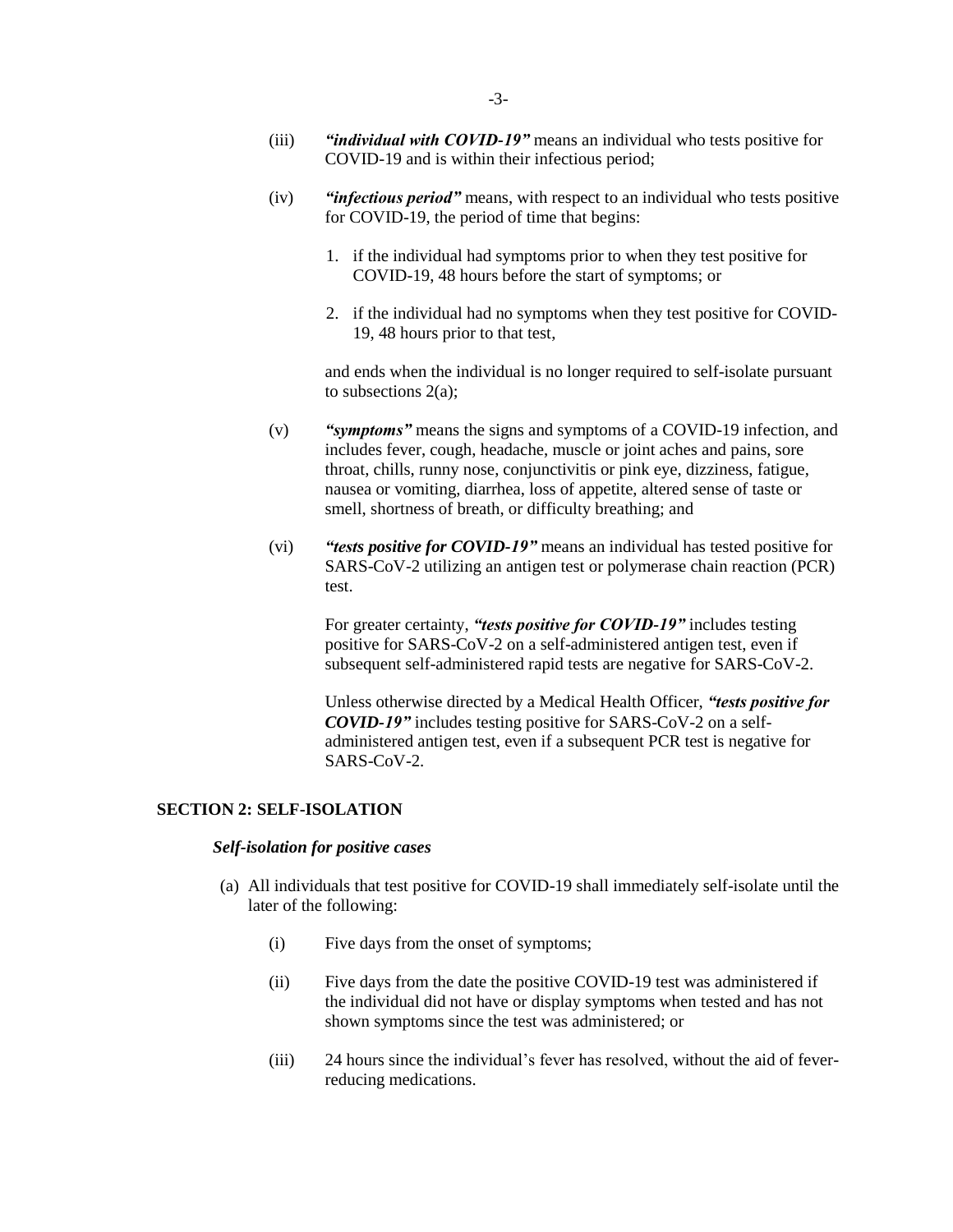(iii) ***"individual with COVID-19"*** means an individual who tests positive for COVID-19 and is within their infectious period;

(iv) ***"infectious period"*** means, with respect to an individual who tests positive for COVID-19, the period of time that begins:

1. if the individual had symptoms prior to when they test positive for COVID-19, 48 hours before the start of symptoms; or
2. if the individual had no symptoms when they test positive for COVID-19, 48 hours prior to that test,

and ends when the individual is no longer required to self-isolate pursuant to subsections 2(a);

(v) ***"symptoms"*** means the signs and symptoms of a COVID-19 infection, and includes fever, cough, headache, muscle or joint aches and pains, sore throat, chills, runny nose, conjunctivitis or pink eye, dizziness, fatigue, nausea or vomiting, diarrhea, loss of appetite, altered sense of taste or smell, shortness of breath, or difficulty breathing; and

(vi) ***"tests positive for COVID-19"*** means an individual has tested positive for SARS-CoV-2 utilizing an antigen test or polymerase chain reaction (PCR) test.

For greater certainty, ***"tests positive for COVID-19"*** includes testing positive for SARS-CoV-2 on a self-administered antigen test, even if subsequent self-administered rapid tests are negative for SARS-CoV-2.

Unless otherwise directed by a Medical Health Officer, ***"tests positive for COVID-19"*** includes testing positive for SARS-CoV-2 on a self-administered antigen test, even if a subsequent PCR test is negative for SARS-CoV-2.

## SECTION 2: SELF-ISOLATION

### *Self-isolation for positive cases*

(a) All individuals that test positive for COVID-19 shall immediately self-isolate until the later of the following:

(i) Five days from the onset of symptoms;

(ii) Five days from the date the positive COVID-19 test was administered if the individual did not have or display symptoms when tested and has not shown symptoms since the test was administered; or

(iii) 24 hours since the individual's fever has resolved, without the aid of fever-reducing medications.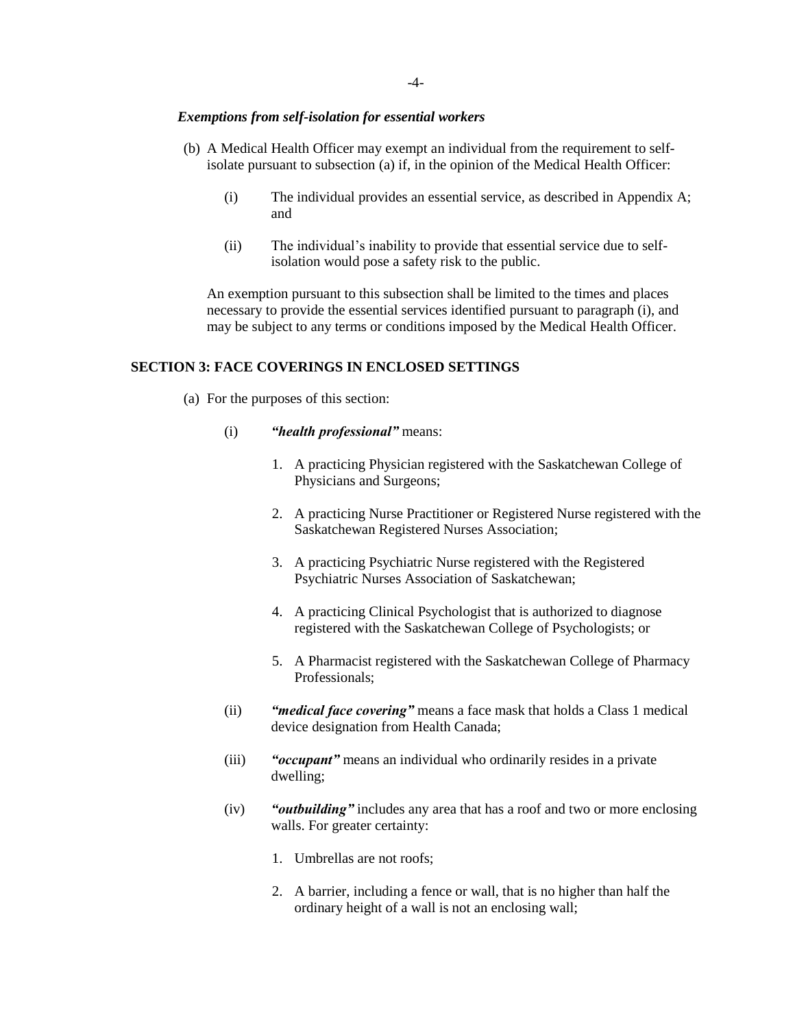***Exemptions from self-isolation for essential workers***

(b) A Medical Health Officer may exempt an individual from the requirement to self-isolate pursuant to subsection (a) if, in the opinion of the Medical Health Officer:

   (i) The individual provides an essential service, as described in Appendix A; and

   (ii) The individual's inability to provide that essential service due to self-isolation would pose a safety risk to the public.

   An exemption pursuant to this subsection shall be limited to the times and places necessary to provide the essential services identified pursuant to paragraph (i), and may be subject to any terms or conditions imposed by the Medical Health Officer.

**SECTION 3: FACE COVERINGS IN ENCLOSED SETTINGS**

(a) For the purposes of this section:

   (i) ***"health professional"*** means:

      1. A practicing Physician registered with the Saskatchewan College of Physicians and Surgeons;

      2. A practicing Nurse Practitioner or Registered Nurse registered with the Saskatchewan Registered Nurses Association;

      3. A practicing Psychiatric Nurse registered with the Registered Psychiatric Nurses Association of Saskatchewan;

      4. A practicing Clinical Psychologist that is authorized to diagnose registered with the Saskatchewan College of Psychologists; or

      5. A Pharmacist registered with the Saskatchewan College of Pharmacy Professionals;

   (ii) ***"medical face covering"*** means a face mask that holds a Class 1 medical device designation from Health Canada;

   (iii) ***"occupant"*** means an individual who ordinarily resides in a private dwelling;

   (iv) ***"outbuilding"*** includes any area that has a roof and two or more enclosing walls. For greater certainty:

      1. Umbrellas are not roofs;

      2. A barrier, including a fence or wall, that is no higher than half the ordinary height of a wall is not an enclosing wall;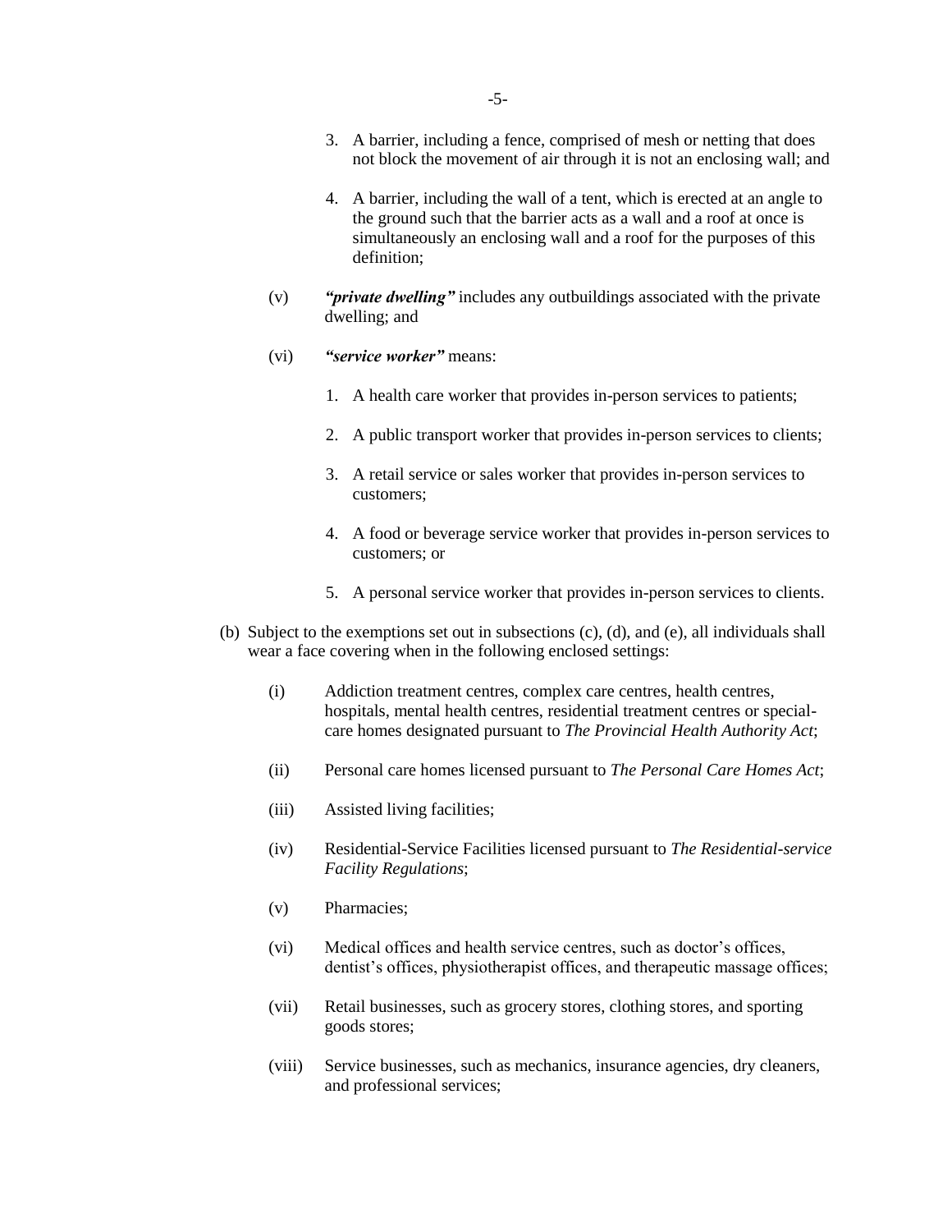3. A barrier, including a fence, comprised of mesh or netting that does not block the movement of air through it is not an enclosing wall; and

4. A barrier, including the wall of a tent, which is erected at an angle to the ground such that the barrier acts as a wall and a roof at once is simultaneously an enclosing wall and a roof for the purposes of this definition;

(v) ***"private dwelling"*** includes any outbuildings associated with the private dwelling; and

(vi) ***"service worker"*** means:

1. A health care worker that provides in-person services to patients;

2. A public transport worker that provides in-person services to clients;

3. A retail service or sales worker that provides in-person services to customers;

4. A food or beverage service worker that provides in-person services to customers; or

5. A personal service worker that provides in-person services to clients.

(b) Subject to the exemptions set out in subsections (c), (d), and (e), all individuals shall wear a face covering when in the following enclosed settings:

(i) Addiction treatment centres, complex care centres, health centres, hospitals, mental health centres, residential treatment centres or special-care homes designated pursuant to *The Provincial Health Authority Act*;

(ii) Personal care homes licensed pursuant to *The Personal Care Homes Act*;

(iii) Assisted living facilities;

(iv) Residential-Service Facilities licensed pursuant to *The Residential-service Facility Regulations*;

(v) Pharmacies;

(vi) Medical offices and health service centres, such as doctor's offices, dentist's offices, physiotherapist offices, and therapeutic massage offices;

(vii) Retail businesses, such as grocery stores, clothing stores, and sporting goods stores;

(viii) Service businesses, such as mechanics, insurance agencies, dry cleaners, and professional services;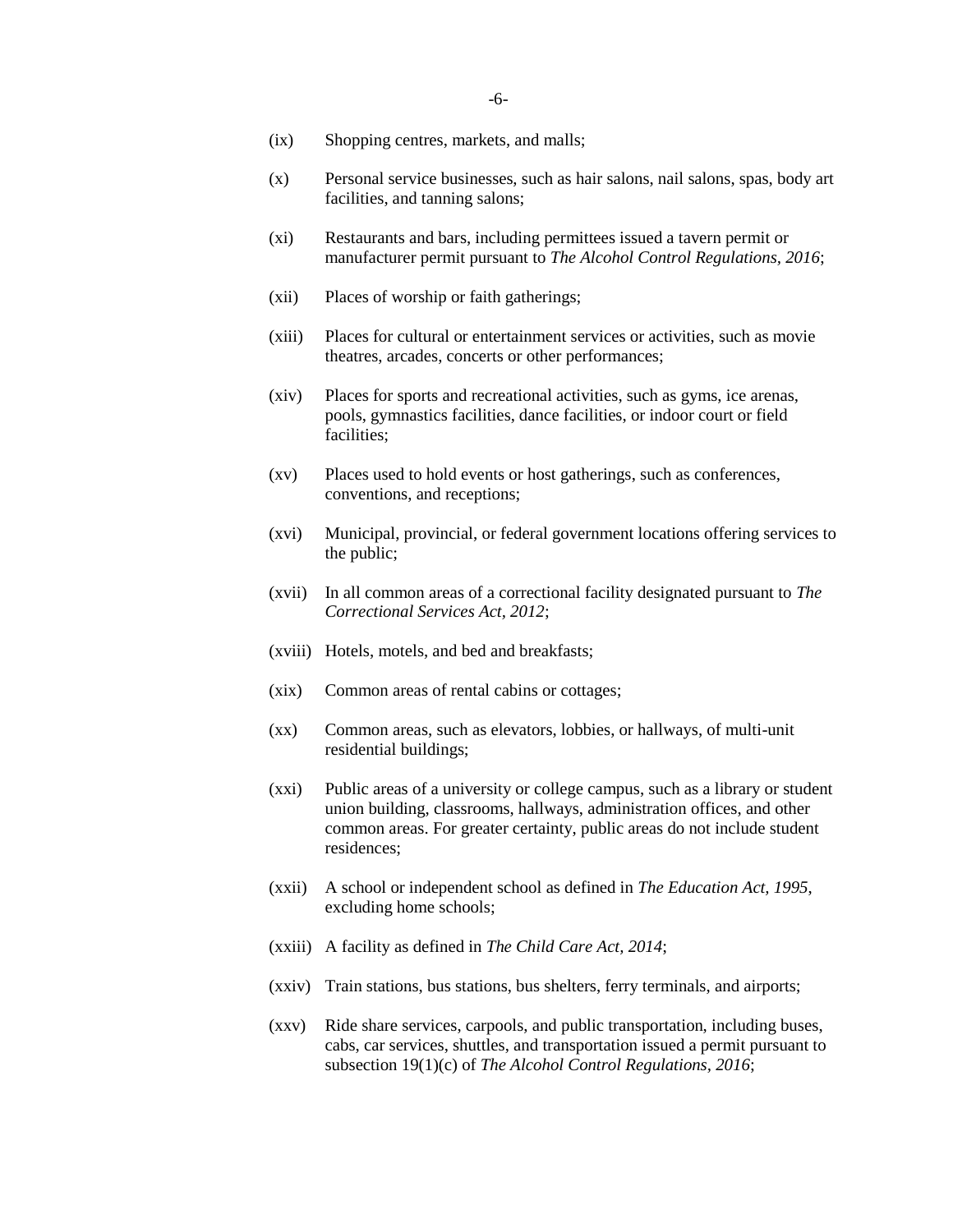(ix) Shopping centres, markets, and malls;

(x) Personal service businesses, such as hair salons, nail salons, spas, body art facilities, and tanning salons;

(xi) Restaurants and bars, including permittees issued a tavern permit or manufacturer permit pursuant to *The Alcohol Control Regulations, 2016*;

(xii) Places of worship or faith gatherings;

(xiii) Places for cultural or entertainment services or activities, such as movie theatres, arcades, concerts or other performances;

(xiv) Places for sports and recreational activities, such as gyms, ice arenas, pools, gymnastics facilities, dance facilities, or indoor court or field facilities;

(xv) Places used to hold events or host gatherings, such as conferences, conventions, and receptions;

(xvi) Municipal, provincial, or federal government locations offering services to the public;

(xvii) In all common areas of a correctional facility designated pursuant to *The Correctional Services Act, 2012*;

(xviii) Hotels, motels, and bed and breakfasts;

(xix) Common areas of rental cabins or cottages;

(xx) Common areas, such as elevators, lobbies, or hallways, of multi-unit residential buildings;

(xxi) Public areas of a university or college campus, such as a library or student union building, classrooms, hallways, administration offices, and other common areas. For greater certainty, public areas do not include student residences;

(xxii) A school or independent school as defined in *The Education Act, 1995*, excluding home schools;

(xxiii) A facility as defined in *The Child Care Act, 2014*;

(xxiv) Train stations, bus stations, bus shelters, ferry terminals, and airports;

(xxv) Ride share services, carpools, and public transportation, including buses, cabs, car services, shuttles, and transportation issued a permit pursuant to subsection 19(1)(c) of *The Alcohol Control Regulations, 2016*;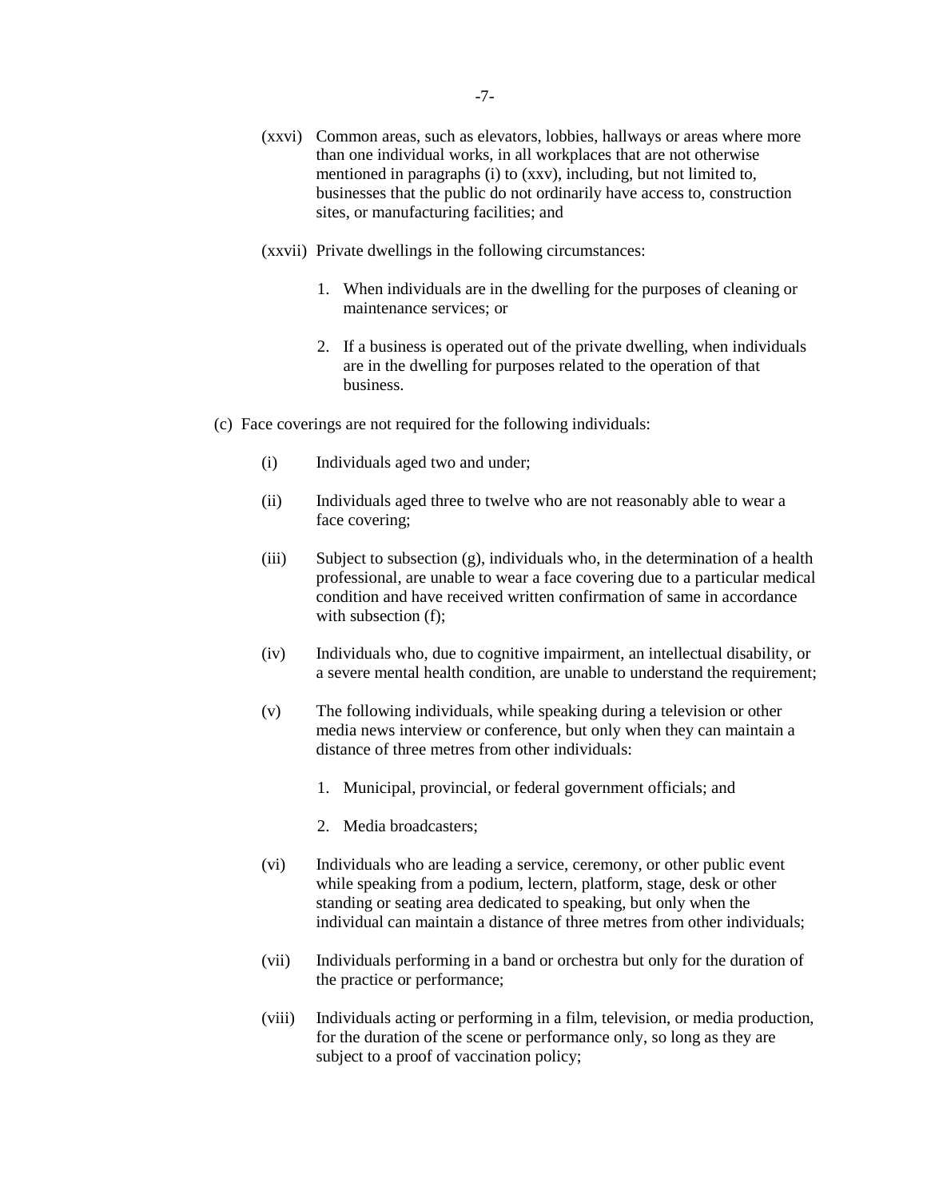(xxvi) Common areas, such as elevators, lobbies, hallways or areas where more than one individual works, in all workplaces that are not otherwise mentioned in paragraphs (i) to (xxv), including, but not limited to, businesses that the public do not ordinarily have access to, construction sites, or manufacturing facilities; and

(xxvii) Private dwellings in the following circumstances:

1. When individuals are in the dwelling for the purposes of cleaning or maintenance services; or

2. If a business is operated out of the private dwelling, when individuals are in the dwelling for purposes related to the operation of that business.

(c) Face coverings are not required for the following individuals:

(i) Individuals aged two and under;

(ii) Individuals aged three to twelve who are not reasonably able to wear a face covering;

(iii) Subject to subsection (g), individuals who, in the determination of a health professional, are unable to wear a face covering due to a particular medical condition and have received written confirmation of same in accordance with subsection (f);

(iv) Individuals who, due to cognitive impairment, an intellectual disability, or a severe mental health condition, are unable to understand the requirement;

(v) The following individuals, while speaking during a television or other media news interview or conference, but only when they can maintain a distance of three metres from other individuals:

1. Municipal, provincial, or federal government officials; and

2. Media broadcasters;

(vi) Individuals who are leading a service, ceremony, or other public event while speaking from a podium, lectern, platform, stage, desk or other standing or seating area dedicated to speaking, but only when the individual can maintain a distance of three metres from other individuals;

(vii) Individuals performing in a band or orchestra but only for the duration of the practice or performance;

(viii) Individuals acting or performing in a film, television, or media production, for the duration of the scene or performance only, so long as they are subject to a proof of vaccination policy;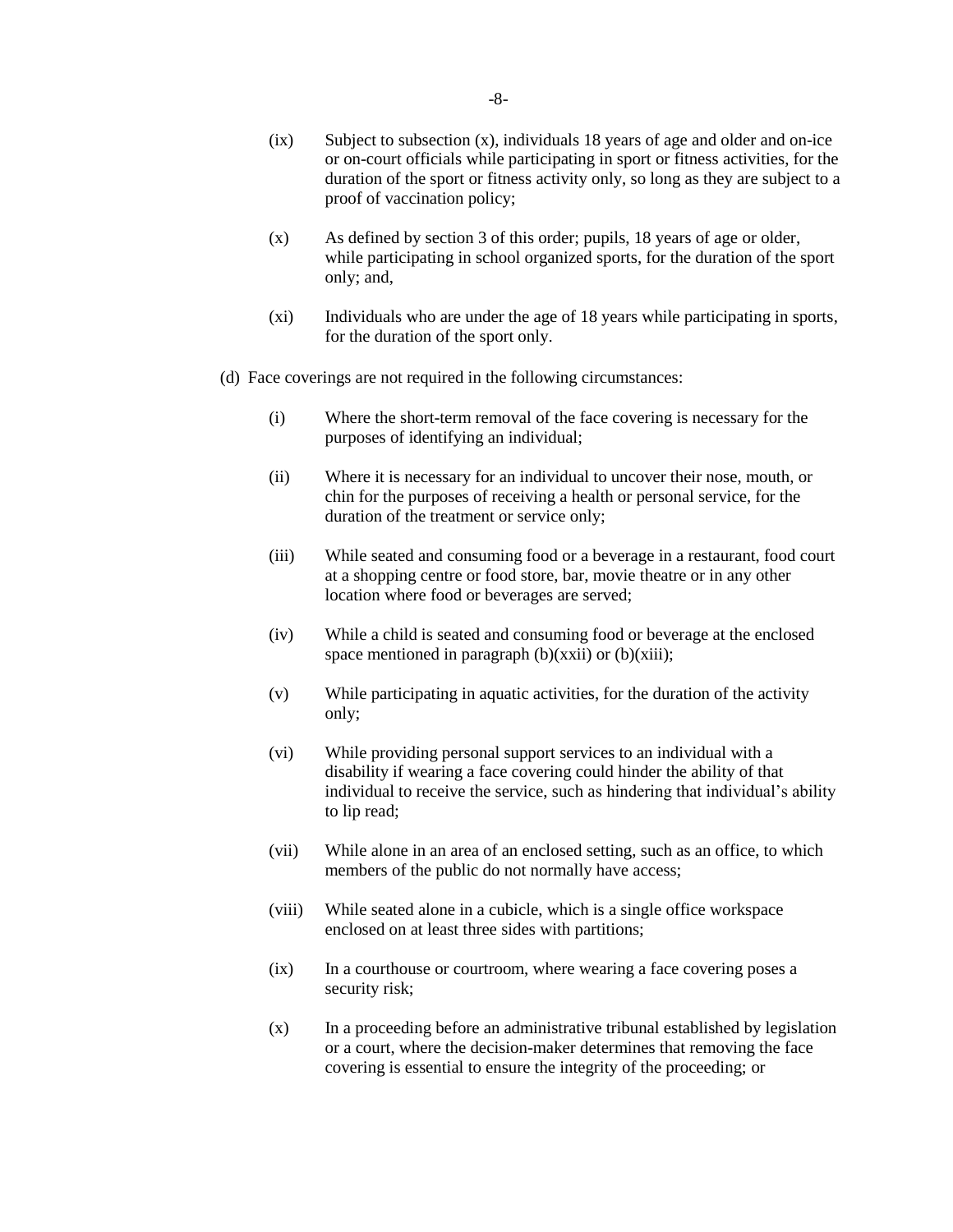(ix) Subject to subsection (x), individuals 18 years of age and older and on-ice or on-court officials while participating in sport or fitness activities, for the duration of the sport or fitness activity only, so long as they are subject to a proof of vaccination policy;

(x) As defined by section 3 of this order; pupils, 18 years of age or older, while participating in school organized sports, for the duration of the sport only; and,

(xi) Individuals who are under the age of 18 years while participating in sports, for the duration of the sport only.

(d) Face coverings are not required in the following circumstances:

(i) Where the short-term removal of the face covering is necessary for the purposes of identifying an individual;

(ii) Where it is necessary for an individual to uncover their nose, mouth, or chin for the purposes of receiving a health or personal service, for the duration of the treatment or service only;

(iii) While seated and consuming food or a beverage in a restaurant, food court at a shopping centre or food store, bar, movie theatre or in any other location where food or beverages are served;

(iv) While a child is seated and consuming food or beverage at the enclosed space mentioned in paragraph (b)(xxii) or (b)(xiii);

(v) While participating in aquatic activities, for the duration of the activity only;

(vi) While providing personal support services to an individual with a disability if wearing a face covering could hinder the ability of that individual to receive the service, such as hindering that individual's ability to lip read;

(vii) While alone in an area of an enclosed setting, such as an office, to which members of the public do not normally have access;

(viii) While seated alone in a cubicle, which is a single office workspace enclosed on at least three sides with partitions;

(ix) In a courthouse or courtroom, where wearing a face covering poses a security risk;

(x) In a proceeding before an administrative tribunal established by legislation or a court, where the decision-maker determines that removing the face covering is essential to ensure the integrity of the proceeding; or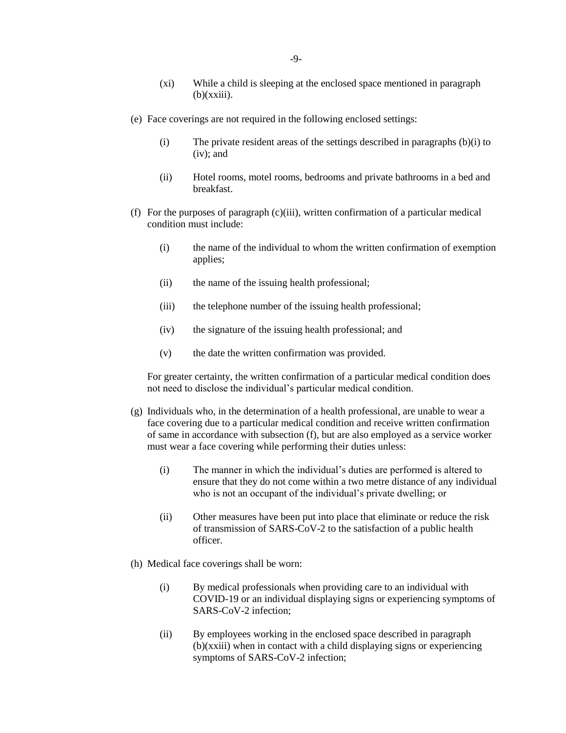(xi) While a child is sleeping at the enclosed space mentioned in paragraph (b)(xxiii).

(e) Face coverings are not required in the following enclosed settings:

(i) The private resident areas of the settings described in paragraphs (b)(i) to (iv); and

(ii) Hotel rooms, motel rooms, bedrooms and private bathrooms in a bed and breakfast.

(f) For the purposes of paragraph (c)(iii), written confirmation of a particular medical condition must include:

(i) the name of the individual to whom the written confirmation of exemption applies;

(ii) the name of the issuing health professional;

(iii) the telephone number of the issuing health professional;

(iv) the signature of the issuing health professional; and

(v) the date the written confirmation was provided.

For greater certainty, the written confirmation of a particular medical condition does not need to disclose the individual's particular medical condition.

(g) Individuals who, in the determination of a health professional, are unable to wear a face covering due to a particular medical condition and receive written confirmation of same in accordance with subsection (f), but are also employed as a service worker must wear a face covering while performing their duties unless:

(i) The manner in which the individual's duties are performed is altered to ensure that they do not come within a two metre distance of any individual who is not an occupant of the individual's private dwelling; or

(ii) Other measures have been put into place that eliminate or reduce the risk of transmission of SARS-CoV-2 to the satisfaction of a public health officer.

(h) Medical face coverings shall be worn:

(i) By medical professionals when providing care to an individual with COVID-19 or an individual displaying signs or experiencing symptoms of SARS-CoV-2 infection;

(ii) By employees working in the enclosed space described in paragraph (b)(xxiii) when in contact with a child displaying signs or experiencing symptoms of SARS-CoV-2 infection;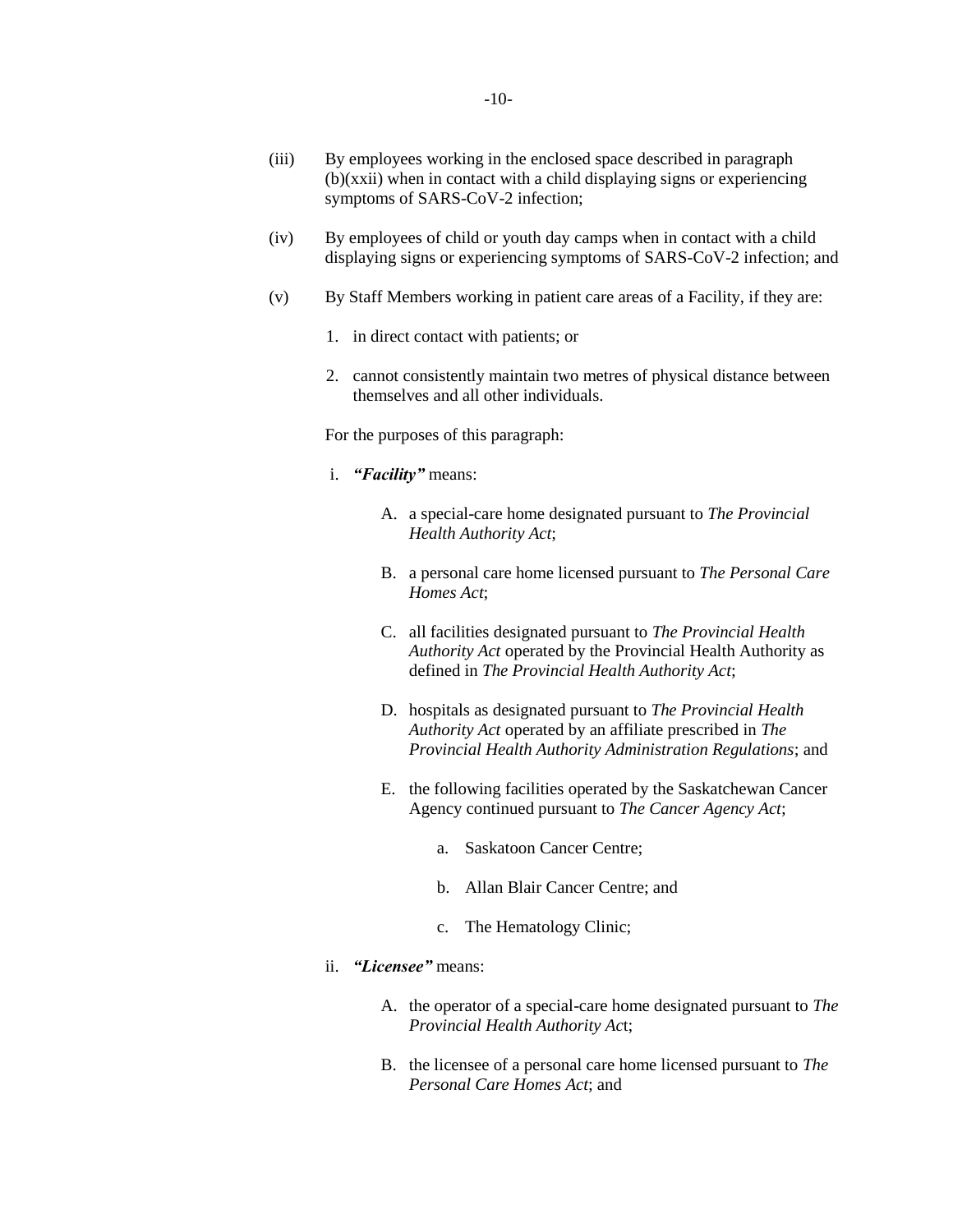(iii) By employees working in the enclosed space described in paragraph (b)(xxii) when in contact with a child displaying signs or experiencing symptoms of SARS-CoV-2 infection;

(iv) By employees of child or youth day camps when in contact with a child displaying signs or experiencing symptoms of SARS-CoV-2 infection; and

(v) By Staff Members working in patient care areas of a Facility, if they are:

1. in direct contact with patients; or
2. cannot consistently maintain two metres of physical distance between themselves and all other individuals.

For the purposes of this paragraph:

i. ***"Facility"*** means:

   A. a special-care home designated pursuant to *The Provincial Health Authority Act*;

   B. a personal care home licensed pursuant to *The Personal Care Homes Act*;

   C. all facilities designated pursuant to *The Provincial Health Authority Act* operated by the Provincial Health Authority as defined in *The Provincial Health Authority Act*;

   D. hospitals as designated pursuant to *The Provincial Health Authority Act* operated by an affiliate prescribed in *The Provincial Health Authority Administration Regulations*; and

   E. the following facilities operated by the Saskatchewan Cancer Agency continued pursuant to *The Cancer Agency Act*;

      a. Saskatoon Cancer Centre;

      b. Allan Blair Cancer Centre; and

      c. The Hematology Clinic;

ii. ***"Licensee"*** means:

   A. the operator of a special-care home designated pursuant to *The Provincial Health Authority Act*;

   B. the licensee of a personal care home licensed pursuant to *The Personal Care Homes Act*; and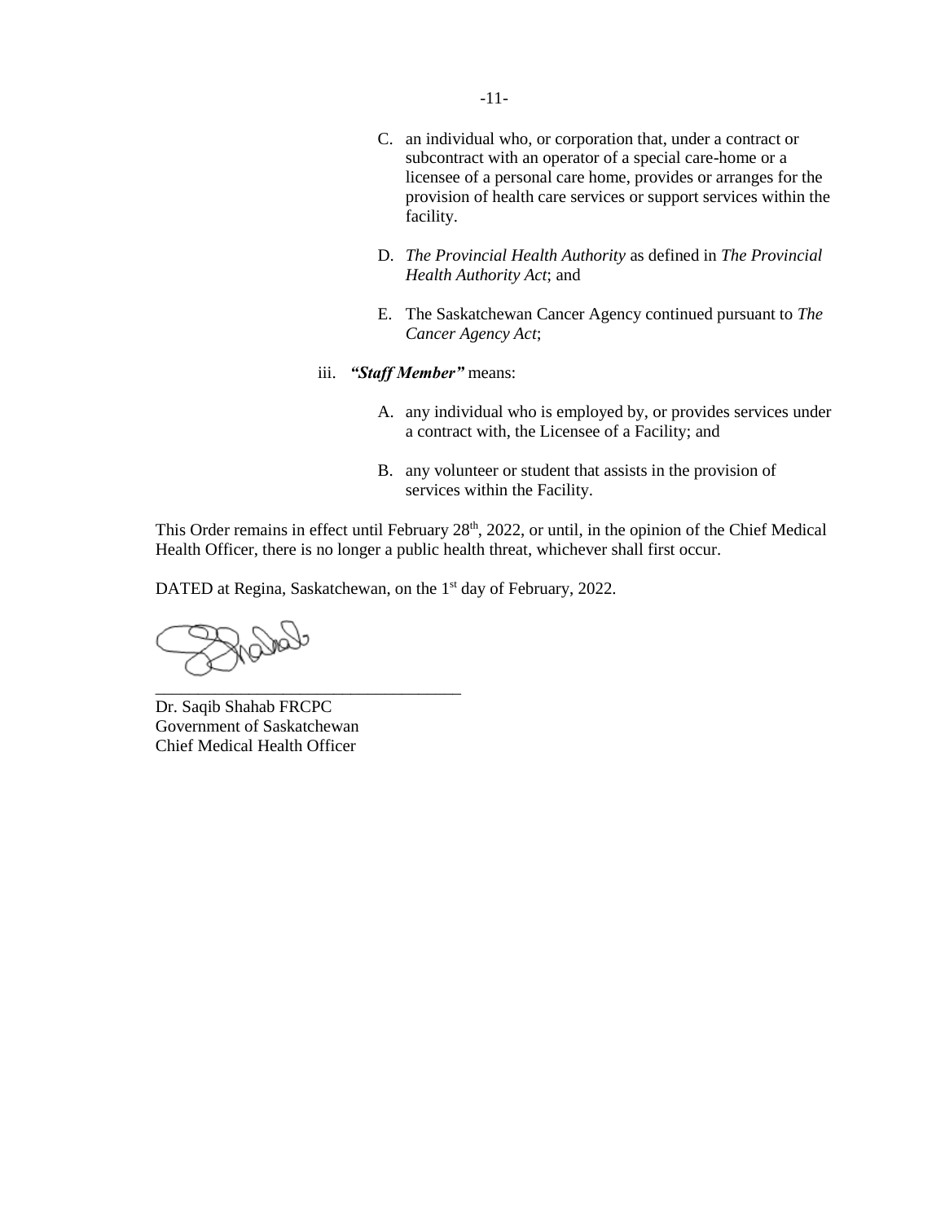C. an individual who, or corporation that, under a contract or subcontract with an operator of a special care-home or a licensee of a personal care home, provides or arranges for the provision of health care services or support services within the facility.

D. *The Provincial Health Authority* as defined in *The Provincial Health Authority Act*; and

E. The Saskatchewan Cancer Agency continued pursuant to *The Cancer Agency Act*;

iii. ***"Staff Member"*** means:

A. any individual who is employed by, or provides services under a contract with, the Licensee of a Facility; and

B. any volunteer or student that assists in the provision of services within the Facility.

This Order remains in effect until February 28th, 2022, or until, in the opinion of the Chief Medical Health Officer, there is no longer a public health threat, whichever shall first occur.

DATED at Regina, Saskatchewan, on the 1st day of February, 2022.

\_\_\_\_\_\_\_\_\_\_\_\_\_\_\_\_\_\_\_\_\_\_\_\_\_\_\_\_\_\_\_\_\_\_\_\_

Dr. Saqib Shahab FRCPC
Government of Saskatchewan
Chief Medical Health Officer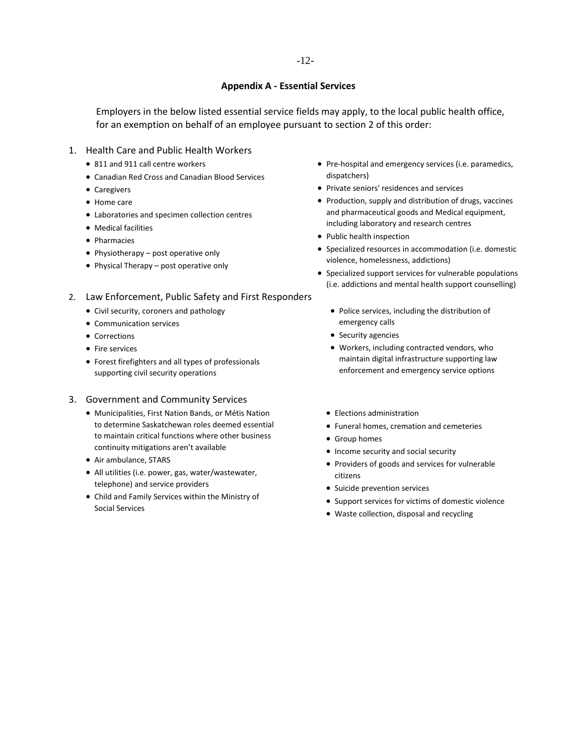## Appendix A - Essential Services

Employers in the below listed essential service fields may apply, to the local public health office, for an exemption on behalf of an employee pursuant to section 2 of this order:

1. Health Care and Public Health Workers
   - 811 and 911 call centre workers
   - Canadian Red Cross and Canadian Blood Services
   - Caregivers
   - Home care
   - Laboratories and specimen collection centres
   - Medical facilities
   - Pharmacies
   - Physiotherapy – post operative only
   - Physical Therapy – post operative only
   - Pre-hospital and emergency services (i.e. paramedics, dispatchers)
   - Private seniors' residences and services
   - Production, supply and distribution of drugs, vaccines and pharmaceutical goods and Medical equipment, including laboratory and research centres
   - Public health inspection
   - Specialized resources in accommodation (i.e. domestic violence, homelessness, addictions)
   - Specialized support services for vulnerable populations (i.e. addictions and mental health support counselling)

2. Law Enforcement, Public Safety and First Responders
   - Civil security, coroners and pathology
   - Communication services
   - Corrections
   - Fire services
   - Forest firefighters and all types of professionals supporting civil security operations
   - Police services, including the distribution of emergency calls
   - Security agencies
   - Workers, including contracted vendors, who maintain digital infrastructure supporting law enforcement and emergency service options

3. Government and Community Services
   - Municipalities, First Nation Bands, or Métis Nation to determine Saskatchewan roles deemed essential to maintain critical functions where other business continuity mitigations aren't available
   - Air ambulance, STARS
   - All utilities (i.e. power, gas, water/wastewater, telephone) and service providers
   - Child and Family Services within the Ministry of Social Services
   - Elections administration
   - Funeral homes, cremation and cemeteries
   - Group homes
   - Income security and social security
   - Providers of goods and services for vulnerable citizens
   - Suicide prevention services
   - Support services for victims of domestic violence
   - Waste collection, disposal and recycling